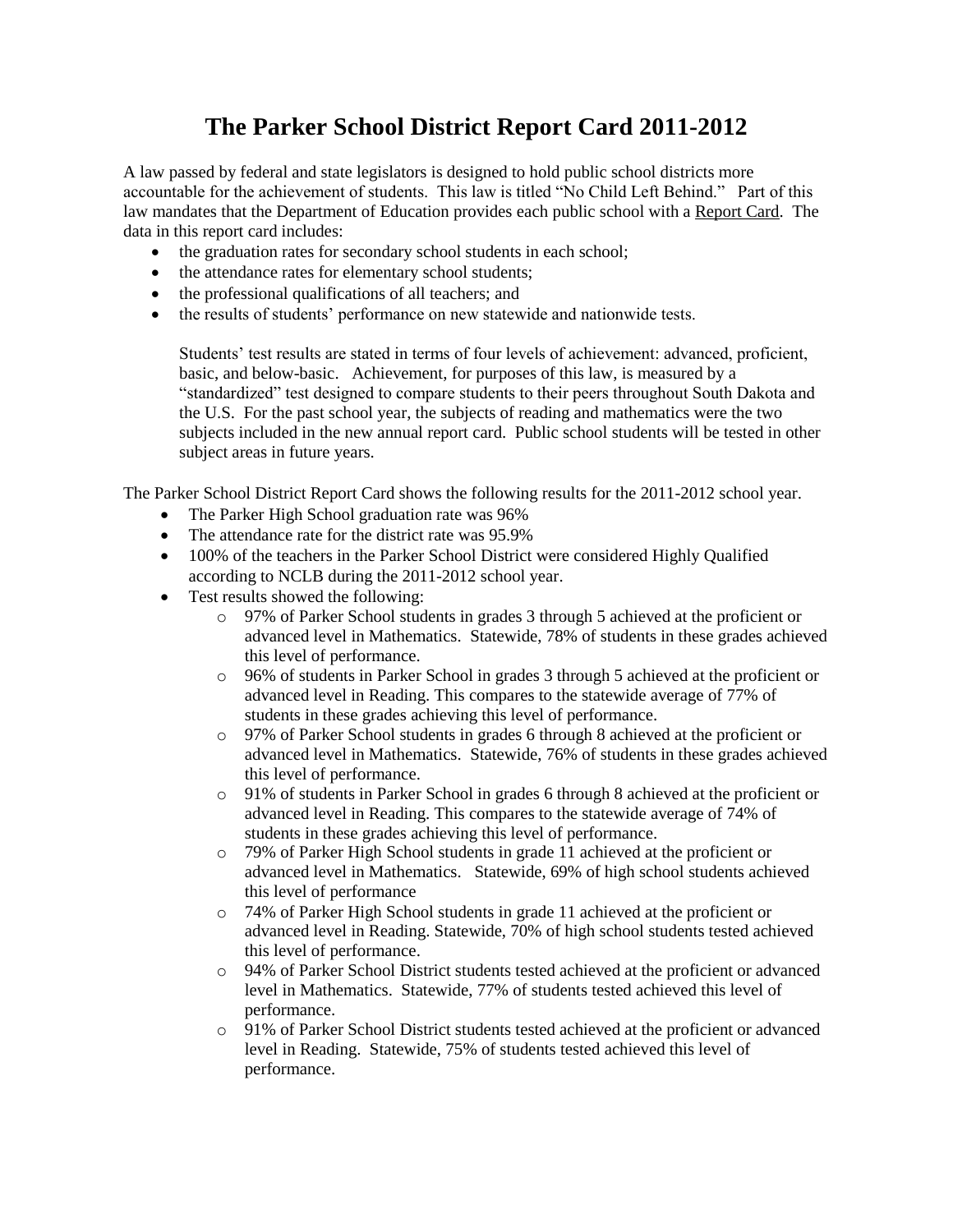# The Parker School District Report Card 2011-2012

A law passed by federal and state legislators is designed to hold public school districts more accountable for the achievement of students. This law is titled "No Child Left Behind." Part of this law mandates that the Department of Education provides each public school with a Report Card. The data in this report card includes:

- the graduation rates for secondary school students in each school;
- the attendance rates for elementary school students;
- the professional qualifications of all teachers; and
- the results of students' performance on new statewide and nationwide tests.

  Students' test results are stated in terms of four levels of achievement: advanced, proficient, basic, and below-basic. Achievement, for purposes of this law, is measured by a "standardized" test designed to compare students to their peers throughout South Dakota and the U.S. For the past school year, the subjects of reading and mathematics were the two subjects included in the new annual report card. Public school students will be tested in other subject areas in future years.

The Parker School District Report Card shows the following results for the 2011-2012 school year.

- The Parker High School graduation rate was 96%
- The attendance rate for the district rate was 95.9%
- 100% of the teachers in the Parker School District were considered Highly Qualified according to NCLB during the 2011-2012 school year.
- Test results showed the following:
  - 97% of Parker School students in grades 3 through 5 achieved at the proficient or advanced level in Mathematics. Statewide, 78% of students in these grades achieved this level of performance.
  - 96% of students in Parker School in grades 3 through 5 achieved at the proficient or advanced level in Reading. This compares to the statewide average of 77% of students in these grades achieving this level of performance.
  - 97% of Parker School students in grades 6 through 8 achieved at the proficient or advanced level in Mathematics. Statewide, 76% of students in these grades achieved this level of performance.
  - 91% of students in Parker School in grades 6 through 8 achieved at the proficient or advanced level in Reading. This compares to the statewide average of 74% of students in these grades achieving this level of performance.
  - 79% of Parker High School students in grade 11 achieved at the proficient or advanced level in Mathematics. Statewide, 69% of high school students achieved this level of performance
  - 74% of Parker High School students in grade 11 achieved at the proficient or advanced level in Reading. Statewide, 70% of high school students tested achieved this level of performance.
  - 94% of Parker School District students tested achieved at the proficient or advanced level in Mathematics. Statewide, 77% of students tested achieved this level of performance.
  - 91% of Parker School District students tested achieved at the proficient or advanced level in Reading. Statewide, 75% of students tested achieved this level of performance.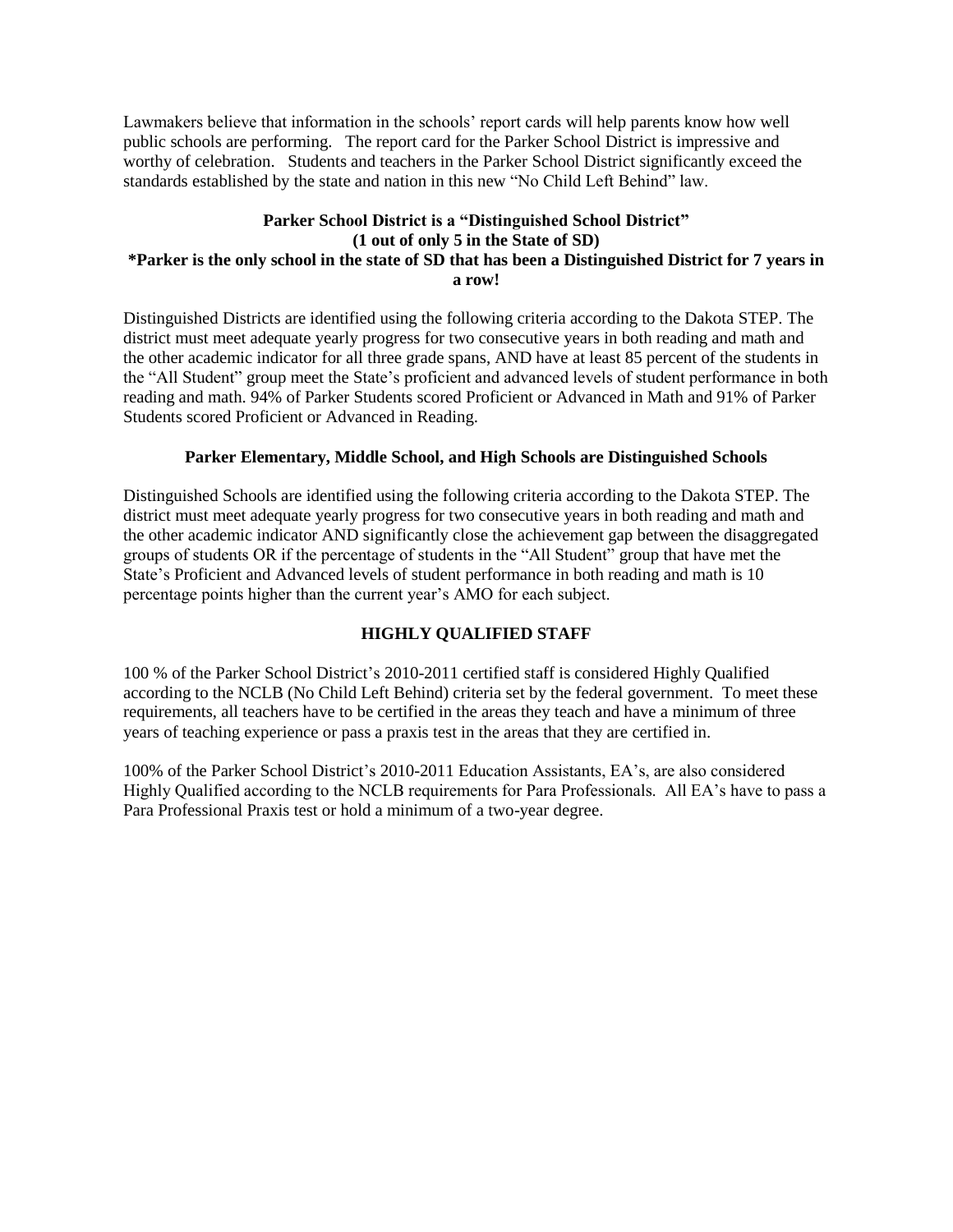Lawmakers believe that information in the schools' report cards will help parents know how well public schools are performing. The report card for the Parker School District is impressive and worthy of celebration. Students and teachers in the Parker School District significantly exceed the standards established by the state and nation in this new "No Child Left Behind" law.

**Parker School District is a "Distinguished School District"**
**(1 out of only 5 in the State of SD)**
**\*Parker is the only school in the state of SD that has been a Distinguished District for 7 years in a row!**

Distinguished Districts are identified using the following criteria according to the Dakota STEP. The district must meet adequate yearly progress for two consecutive years in both reading and math and the other academic indicator for all three grade spans, AND have at least 85 percent of the students in the "All Student" group meet the State's proficient and advanced levels of student performance in both reading and math. 94% of Parker Students scored Proficient or Advanced in Math and 91% of Parker Students scored Proficient or Advanced in Reading.

**Parker Elementary, Middle School, and High Schools are Distinguished Schools**

Distinguished Schools are identified using the following criteria according to the Dakota STEP. The district must meet adequate yearly progress for two consecutive years in both reading and math and the other academic indicator AND significantly close the achievement gap between the disaggregated groups of students OR if the percentage of students in the "All Student" group that have met the State's Proficient and Advanced levels of student performance in both reading and math is 10 percentage points higher than the current year's AMO for each subject.

## HIGHLY QUALIFIED STAFF

100 % of the Parker School District's 2010-2011 certified staff is considered Highly Qualified according to the NCLB (No Child Left Behind) criteria set by the federal government. To meet these requirements, all teachers have to be certified in the areas they teach and have a minimum of three years of teaching experience or pass a praxis test in the areas that they are certified in.

100% of the Parker School District's 2010-2011 Education Assistants, EA's, are also considered Highly Qualified according to the NCLB requirements for Para Professionals. All EA's have to pass a Para Professional Praxis test or hold a minimum of a two-year degree.